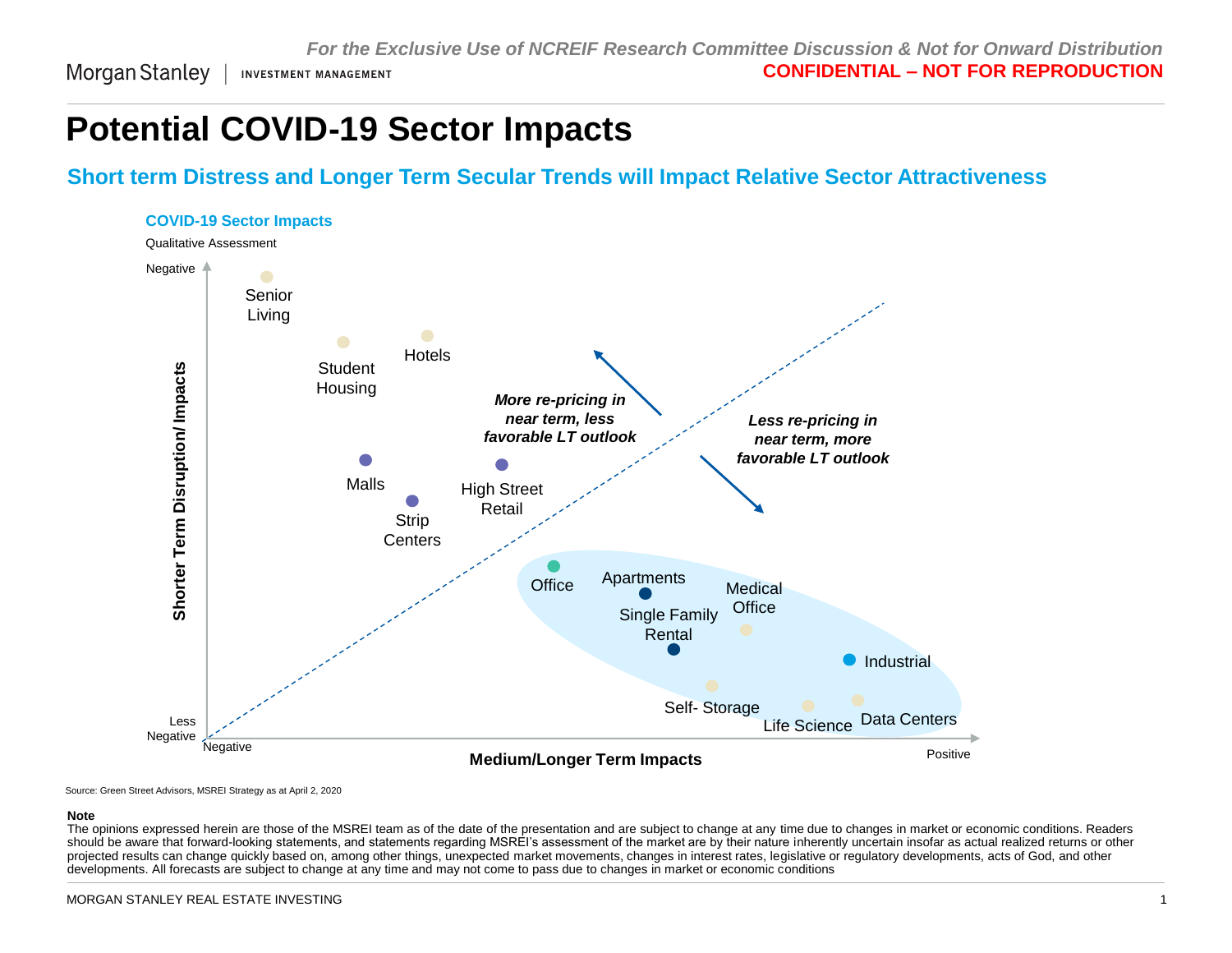For the Exclusive Use of NCREIF Research Committee Discussion & Not for Onward Distribution

**CONFIDENTIAL – NOT FOR REPRODUCTION**

Morgan Stanley | INVESTMENT MANAGEMENT

# Potential COVID-19 Sector Impacts

## Short term Distress and Longer Term Secular Trends will Impact Relative Sector Attractiveness

### COVID-19 Sector Impacts

Qualitative Assessment

Shorter Term Disruption/ Impacts (Negative – Less Negative)

Medium/Longer Term Impacts (Negative – Positive)

*More re-pricing in near term, less favorable LT outlook*

- Senior Living
- Student Housing
- Hotels
- Malls
- Strip Centers
- High Street Retail

*Less re-pricing in near term, more favorable LT outlook*

- Office
- Apartments
- Single Family Rental
- Medical Office
- Industrial
- Self- Storage
- Life Science
- Data Centers

Source: Green Street Advisors, MSREI Strategy as at April 2, 2020

**Note**

The opinions expressed herein are those of the MSREI team as of the date of the presentation and are subject to change at any time due to changes in market or economic conditions. Readers should be aware that forward-looking statements, and statements regarding MSREI's assessment of the market are by their nature inherently uncertain insofar as actual realized returns or other projected results can change quickly based on, among other things, unexpected market movements, changes in interest rates, legislative or regulatory developments, acts of God, and other developments. All forecasts are subject to change at any time and may not come to pass due to changes in market or economic conditions

MORGAN STANLEY REAL ESTATE INVESTING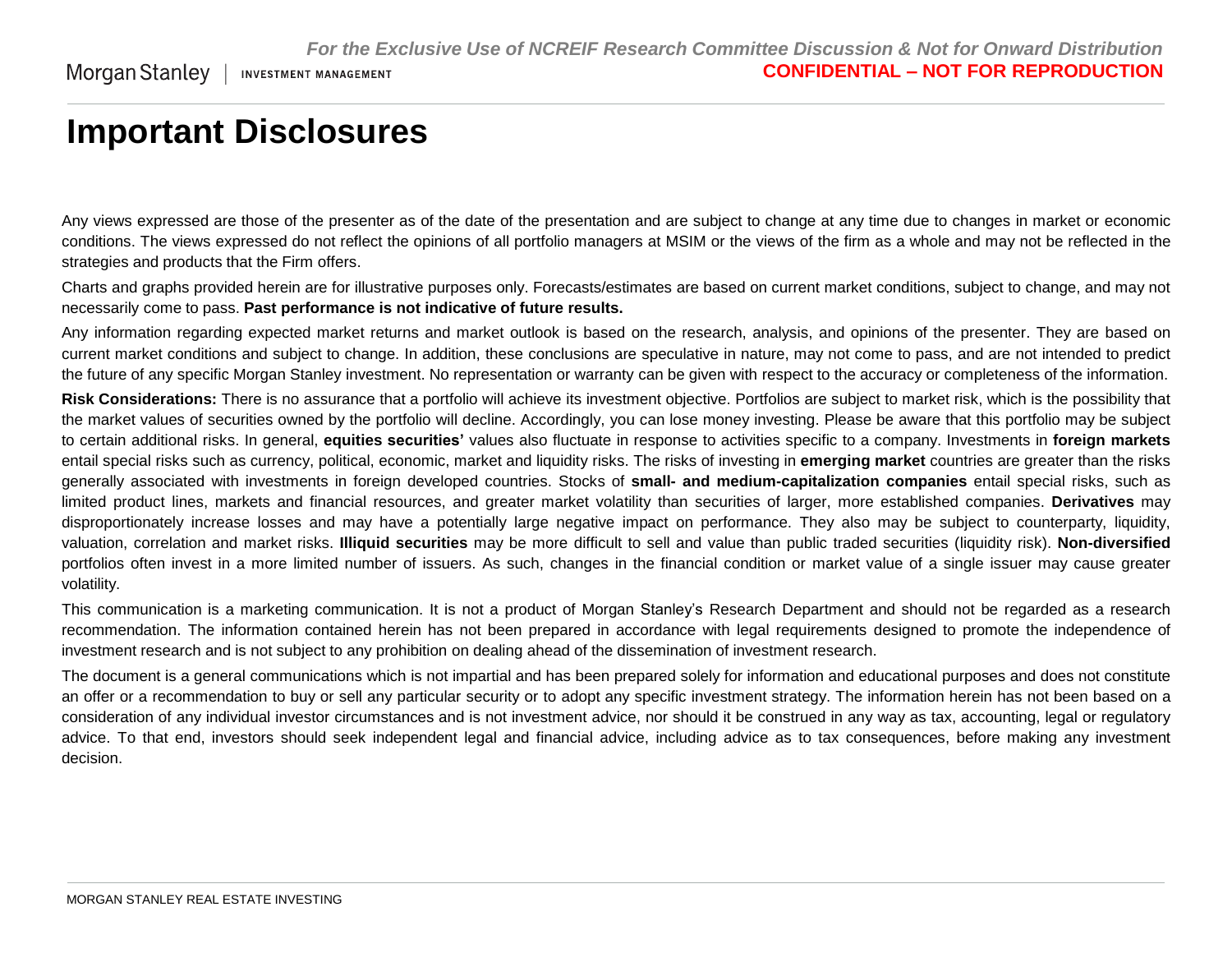# Important Disclosures

Any views expressed are those of the presenter as of the date of the presentation and are subject to change at any time due to changes in market or economic conditions. The views expressed do not reflect the opinions of all portfolio managers at MSIM or the views of the firm as a whole and may not be reflected in the strategies and products that the Firm offers.

Charts and graphs provided herein are for illustrative purposes only. Forecasts/estimates are based on current market conditions, subject to change, and may not necessarily come to pass. **Past performance is not indicative of future results.**

Any information regarding expected market returns and market outlook is based on the research, analysis, and opinions of the presenter. They are based on current market conditions and subject to change. In addition, these conclusions are speculative in nature, may not come to pass, and are not intended to predict the future of any specific Morgan Stanley investment. No representation or warranty can be given with respect to the accuracy or completeness of the information.

**Risk Considerations:** There is no assurance that a portfolio will achieve its investment objective. Portfolios are subject to market risk, which is the possibility that the market values of securities owned by the portfolio will decline. Accordingly, you can lose money investing. Please be aware that this portfolio may be subject to certain additional risks. In general, **equities securities'** values also fluctuate in response to activities specific to a company. Investments in **foreign markets** entail special risks such as currency, political, economic, market and liquidity risks. The risks of investing in **emerging market** countries are greater than the risks generally associated with investments in foreign developed countries. Stocks of **small- and medium-capitalization companies** entail special risks, such as limited product lines, markets and financial resources, and greater market volatility than securities of larger, more established companies. **Derivatives** may disproportionately increase losses and may have a potentially large negative impact on performance. They also may be subject to counterparty, liquidity, valuation, correlation and market risks. **Illiquid securities** may be more difficult to sell and value than public traded securities (liquidity risk). **Non-diversified** portfolios often invest in a more limited number of issuers. As such, changes in the financial condition or market value of a single issuer may cause greater volatility.

This communication is a marketing communication. It is not a product of Morgan Stanley's Research Department and should not be regarded as a research recommendation. The information contained herein has not been prepared in accordance with legal requirements designed to promote the independence of investment research and is not subject to any prohibition on dealing ahead of the dissemination of investment research.

The document is a general communications which is not impartial and has been prepared solely for information and educational purposes and does not constitute an offer or a recommendation to buy or sell any particular security or to adopt any specific investment strategy. The information herein has not been based on a consideration of any individual investor circumstances and is not investment advice, nor should it be construed in any way as tax, accounting, legal or regulatory advice. To that end, investors should seek independent legal and financial advice, including advice as to tax consequences, before making any investment decision.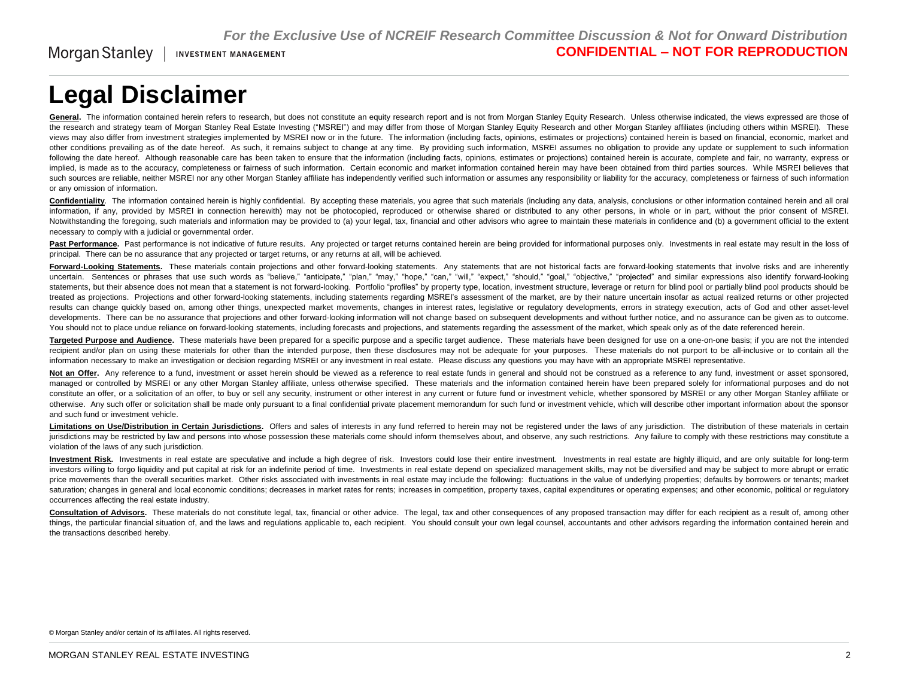*For the Exclusive Use of NCREIF Research Committee Discussion & Not for Onward Distribution*

**CONFIDENTIAL – NOT FOR REPRODUCTION**

# Legal Disclaimer

**General.** The information contained herein refers to research, but does not constitute an equity research report and is not from Morgan Stanley Equity Research. Unless otherwise indicated, the views expressed are those of the research and strategy team of Morgan Stanley Real Estate Investing ("MSREI") and may differ from those of Morgan Stanley Equity Research and other Morgan Stanley affiliates (including others within MSREI). These views may also differ from investment strategies implemented by MSREI now or in the future. The information (including facts, opinions, estimates or projections) contained herein is based on financial, economic, market and other conditions prevailing as of the date hereof. As such, it remains subject to change at any time. By providing such information, MSREI assumes no obligation to provide any update or supplement to such information following the date hereof. Although reasonable care has been taken to ensure that the information (including facts, opinions, estimates or projections) contained herein is accurate, complete and fair, no warranty, express or implied, is made as to the accuracy, completeness or fairness of such information. Certain economic and market information contained herein may have been obtained from third parties sources. While MSREI believes that such sources are reliable, neither MSREI nor any other Morgan Stanley affiliate has independently verified such information or assumes any responsibility or liability for the accuracy, completeness or fairness of such information or any omission of information.

**Confidentiality**. The information contained herein is highly confidential. By accepting these materials, you agree that such materials (including any data, analysis, conclusions or other information contained herein and all oral information, if any, provided by MSREI in connection herewith) may not be photocopied, reproduced or otherwise shared or distributed to any other persons, in whole or in part, without the prior consent of MSREI. Notwithstanding the foregoing, such materials and information may be provided to (a) your legal, tax, financial and other advisors who agree to maintain these materials in confidence and (b) a government official to the extent necessary to comply with a judicial or governmental order.

**Past Performance.** Past performance is not indicative of future results. Any projected or target returns contained herein are being provided for informational purposes only. Investments in real estate may result in the loss of principal. There can be no assurance that any projected or target returns, or any returns at all, will be achieved.

**Forward-Looking Statements.** These materials contain projections and other forward-looking statements. Any statements that are not historical facts are forward-looking statements that involve risks and are inherently uncertain. Sentences or phrases that use such words as "believe," "anticipate," "plan," "may," "hope," "can," "will," "expect," "should," "goal," "objective," "projected" and similar expressions also identify forward-looking statements, but their absence does not mean that a statement is not forward-looking. Portfolio "profiles" by property type, location, investment structure, leverage or return for blind pool or partially blind pool products should be treated as projections. Projections and other forward-looking statements, including statements regarding MSREI's assessment of the market, are by their nature uncertain insofar as actual realized returns or other projected results can change quickly based on, among other things, unexpected market movements, changes in interest rates, legislative or regulatory developments, errors in strategy execution, acts of God and other asset-level developments. There can be no assurance that projections and other forward-looking information will not change based on subsequent developments and without further notice, and no assurance can be given as to outcome. You should not to place undue reliance on forward-looking statements, including forecasts and projections, and statements regarding the assessment of the market, which speak only as of the date referenced herein.

**Targeted Purpose and Audience.** These materials have been prepared for a specific purpose and a specific target audience. These materials have been designed for use on a one-on-one basis; if you are not the intended recipient and/or plan on using these materials for other than the intended purpose, then these disclosures may not be adequate for your purposes. These materials do not purport to be all-inclusive or to contain all the information necessary to make an investigation or decision regarding MSREI or any investment in real estate. Please discuss any questions you may have with an appropriate MSREI representative.

**Not an Offer.** Any reference to a fund, investment or asset herein should be viewed as a reference to real estate funds in general and should not be construed as a reference to any fund, investment or asset sponsored, managed or controlled by MSREI or any other Morgan Stanley affiliate, unless otherwise specified. These materials and the information contained herein have been prepared solely for informational purposes and do not constitute an offer, or a solicitation of an offer, to buy or sell any security, instrument or other interest in any current or future fund or investment vehicle, whether sponsored by MSREI or any other Morgan Stanley affiliate or otherwise. Any such offer or solicitation shall be made only pursuant to a final confidential private placement memorandum for such fund or investment vehicle, which will describe other important information about the sponsor and such fund or investment vehicle.

**Limitations on Use/Distribution in Certain Jurisdictions.** Offers and sales of interests in any fund referred to herein may not be registered under the laws of any jurisdiction. The distribution of these materials in certain jurisdictions may be restricted by law and persons into whose possession these materials come should inform themselves about, and observe, any such restrictions. Any failure to comply with these restrictions may constitute a violation of the laws of any such jurisdiction.

**Investment Risk.** Investments in real estate are speculative and include a high degree of risk. Investors could lose their entire investment. Investments in real estate are highly illiquid, and are only suitable for long-term investors willing to forgo liquidity and put capital at risk for an indefinite period of time. Investments in real estate depend on specialized management skills, may not be diversified and may be subject to more abrupt or erratic price movements than the overall securities market. Other risks associated with investments in real estate may include the following: fluctuations in the value of underlying properties; defaults by borrowers or tenants; market saturation; changes in general and local economic conditions; decreases in market rates for rents; increases in competition, property taxes, capital expenditures or operating expenses; and other economic, political or regulatory occurrences affecting the real estate industry.

**Consultation of Advisors.** These materials do not constitute legal, tax, financial or other advice. The legal, tax and other consequences of any proposed transaction may differ for each recipient as a result of, among other things, the particular financial situation of, and the laws and regulations applicable to, each recipient. You should consult your own legal counsel, accountants and other advisors regarding the information contained herein and the transactions described hereby.

© Morgan Stanley and/or certain of its affiliates. All rights reserved.